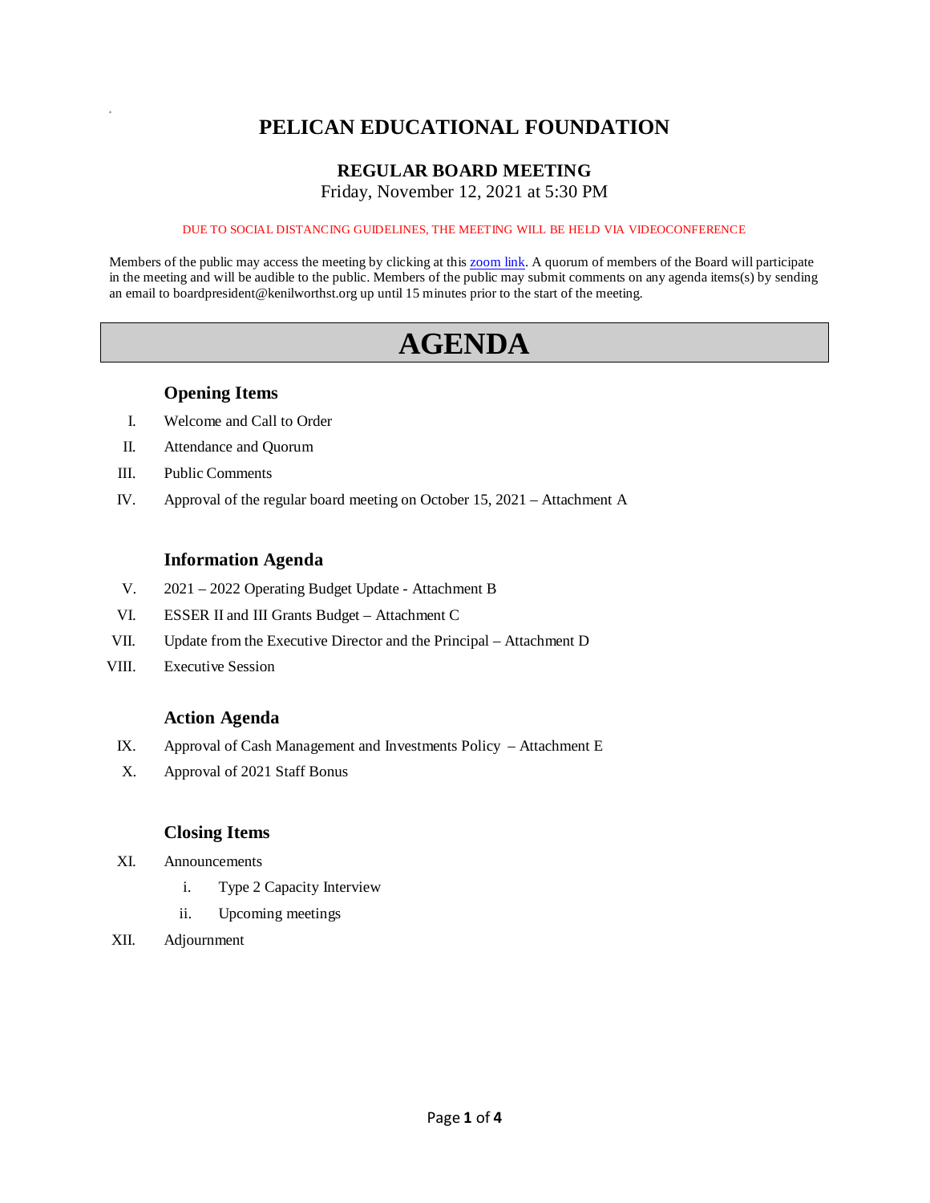# PELICAN EDUCATIONAL FOUNDATION

## REGULAR BOARD MEETING

Friday, November 12, 2021 at 5:30 PM

DUE TO SOCIAL DISTANCING GUIDELINES, THE MEETING WILL BE HELD VIA VIDEOCONFERENCE

Members of the public may access the meeting by clicking at this zoom link. A quorum of members of the Board will participate in the meeting and will be audible to the public. Members of the public may submit comments on any agenda items(s) by sending an email to boardpresident@kenilworthst.org up until 15 minutes prior to the start of the meeting.

# AGENDA

### Opening Items

I. Welcome and Call to Order

II. Attendance and Quorum

III. Public Comments

IV. Approval of the regular board meeting on October 15, 2021 – Attachment A

### Information Agenda

V. 2021 – 2022 Operating Budget Update - Attachment B

VI. ESSER II and III Grants Budget – Attachment C

VII. Update from the Executive Director and the Principal – Attachment D

VIII. Executive Session

### Action Agenda

IX. Approval of Cash Management and Investments Policy – Attachment E

X. Approval of 2021 Staff Bonus

### Closing Items

XI. Announcements

  i. Type 2 Capacity Interview

  ii. Upcoming meetings

XII. Adjournment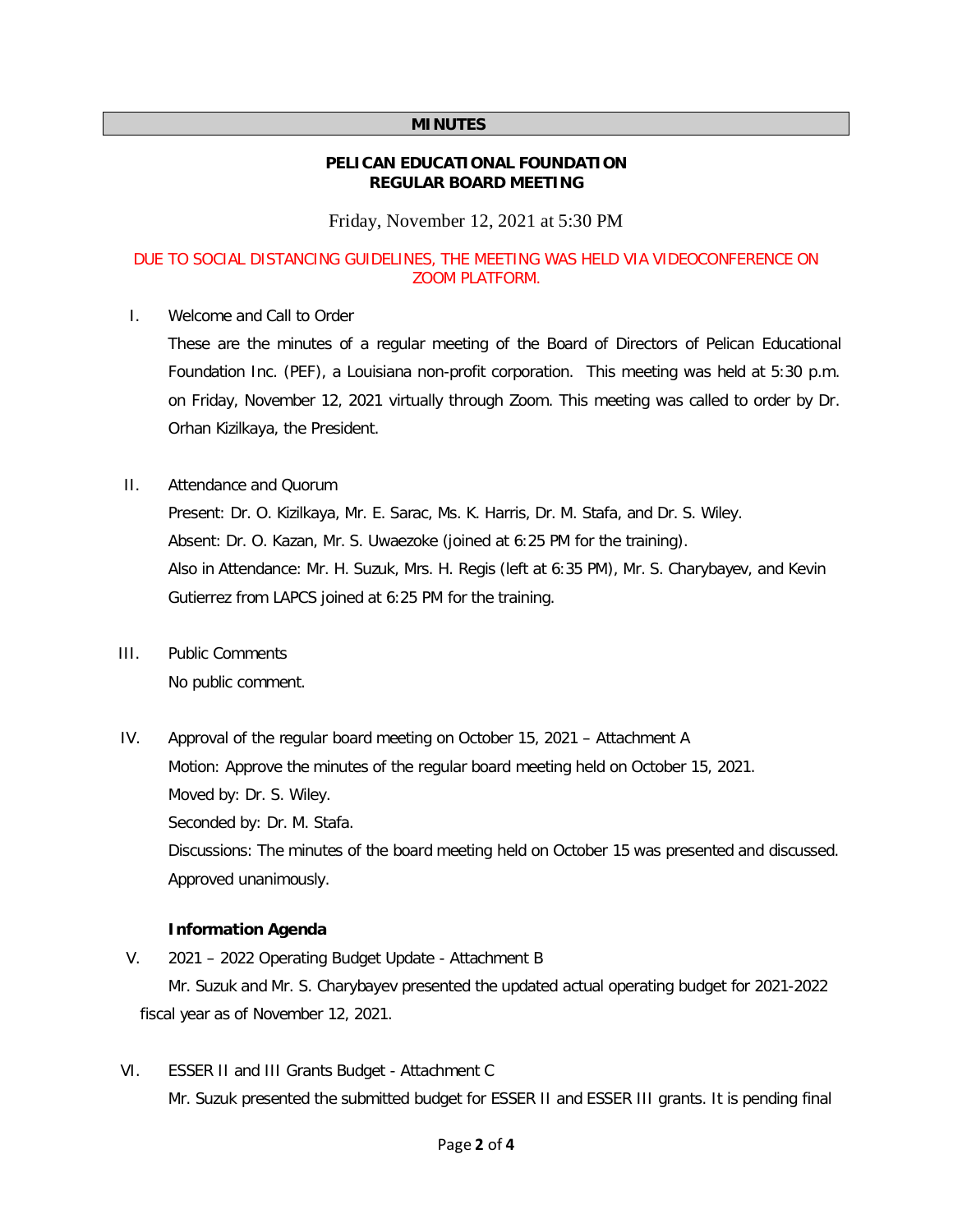**MINUTES**

**PELICAN EDUCATIONAL FOUNDATION**
**REGULAR BOARD MEETING**

Friday, November 12, 2021 at 5:30 PM

DUE TO SOCIAL DISTANCING GUIDELINES, THE MEETING WAS HELD VIA VIDEOCONFERENCE ON ZOOM PLATFORM.

I. Welcome and Call to Order

These are the minutes of a regular meeting of the Board of Directors of Pelican Educational Foundation Inc. (PEF), a Louisiana non-profit corporation. This meeting was held at 5:30 p.m. on Friday, November 12, 2021 virtually through Zoom. This meeting was called to order by Dr. Orhan Kizilkaya, the President.

II. Attendance and Quorum

Present: Dr. O. Kizilkaya, Mr. E. Sarac, Ms. K. Harris, Dr. M. Stafa, and Dr. S. Wiley.
Absent: Dr. O. Kazan, Mr. S. Uwaezoke (joined at 6:25 PM for the training).
Also in Attendance: Mr. H. Suzuk, Mrs. H. Regis (left at 6:35 PM), Mr. S. Charybayev, and Kevin Gutierrez from LAPCS joined at 6:25 PM for the training.

III. Public Comments

No public comment.

IV. Approval of the regular board meeting on October 15, 2021 – Attachment A

Motion: Approve the minutes of the regular board meeting held on October 15, 2021.
Moved by: Dr. S. Wiley.
Seconded by: Dr. M. Stafa.
Discussions: The minutes of the board meeting held on October 15 was presented and discussed.
Approved unanimously.

**Information Agenda**

V. 2021 – 2022 Operating Budget Update - Attachment B

Mr. Suzuk and Mr. S. Charybayev presented the updated actual operating budget for 2021-2022 fiscal year as of November 12, 2021.

VI. ESSER II and III Grants Budget - Attachment C

Mr. Suzuk presented the submitted budget for ESSER II and ESSER III grants. It is pending final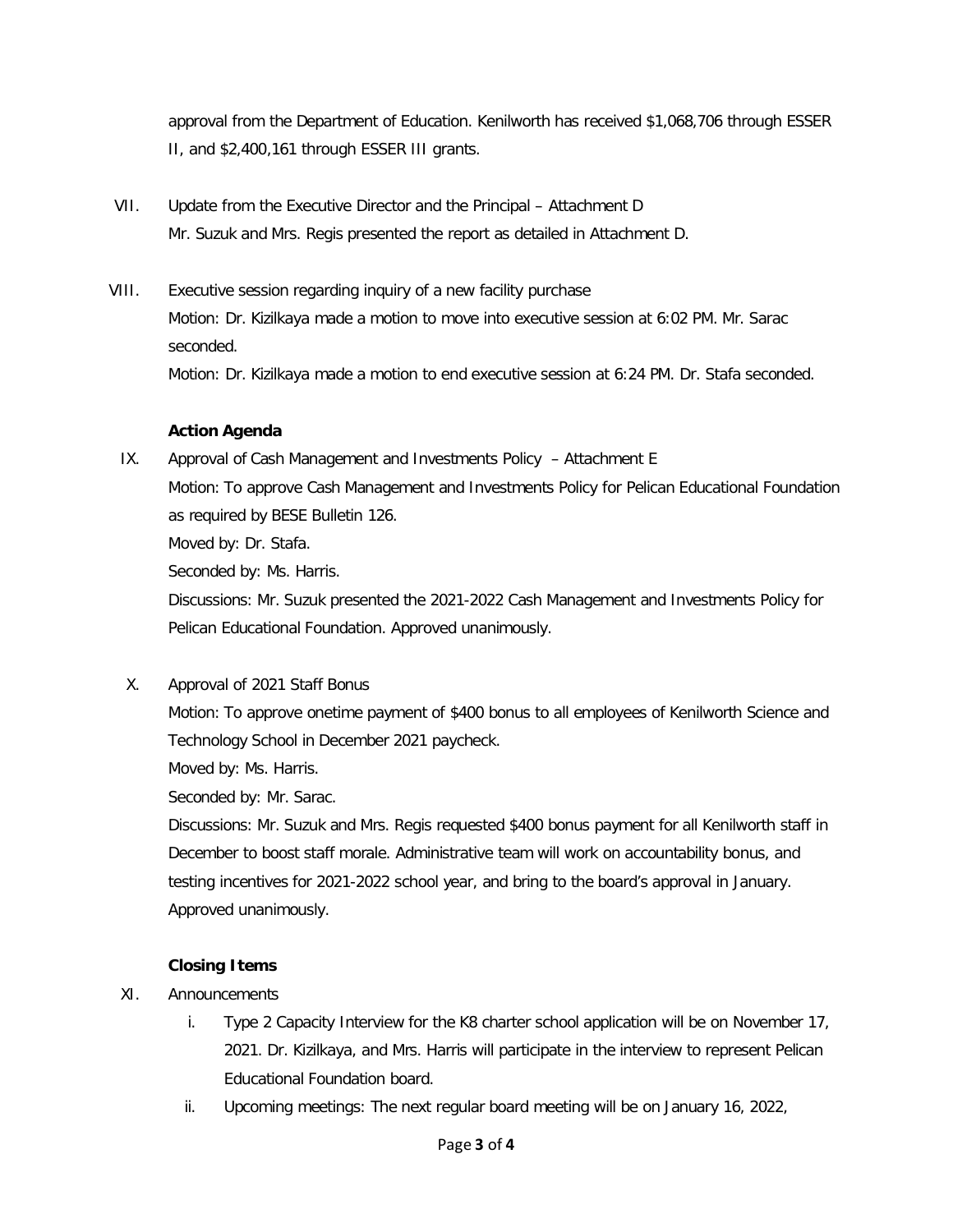approval from the Department of Education. Kenilworth has received $1,068,706 through ESSER II, and $2,400,161 through ESSER III grants.

VII. Update from the Executive Director and the Principal – Attachment D
Mr. Suzuk and Mrs. Regis presented the report as detailed in Attachment D.

VIII. Executive session regarding inquiry of a new facility purchase
Motion: Dr. Kizilkaya made a motion to move into executive session at 6:02 PM. Mr. Sarac seconded.
Motion: Dr. Kizilkaya made a motion to end executive session at 6:24 PM. Dr. Stafa seconded.

**Action Agenda**

IX. Approval of Cash Management and Investments Policy – Attachment E
Motion: To approve Cash Management and Investments Policy for Pelican Educational Foundation as required by BESE Bulletin 126.
Moved by: Dr. Stafa.
Seconded by: Ms. Harris.
Discussions: Mr. Suzuk presented the 2021-2022 Cash Management and Investments Policy for Pelican Educational Foundation. Approved unanimously.

X. Approval of 2021 Staff Bonus
Motion: To approve onetime payment of $400 bonus to all employees of Kenilworth Science and Technology School in December 2021 paycheck.
Moved by: Ms. Harris.
Seconded by: Mr. Sarac.
Discussions: Mr. Suzuk and Mrs. Regis requested $400 bonus payment for all Kenilworth staff in December to boost staff morale. Administrative team will work on accountability bonus, and testing incentives for 2021-2022 school year, and bring to the board's approval in January. Approved unanimously.

**Closing Items**

XI. Announcements
   i. Type 2 Capacity Interview for the K8 charter school application will be on November 17, 2021. Dr. Kizilkaya, and Mrs. Harris will participate in the interview to represent Pelican Educational Foundation board.
   ii. Upcoming meetings: The next regular board meeting will be on January 16, 2022,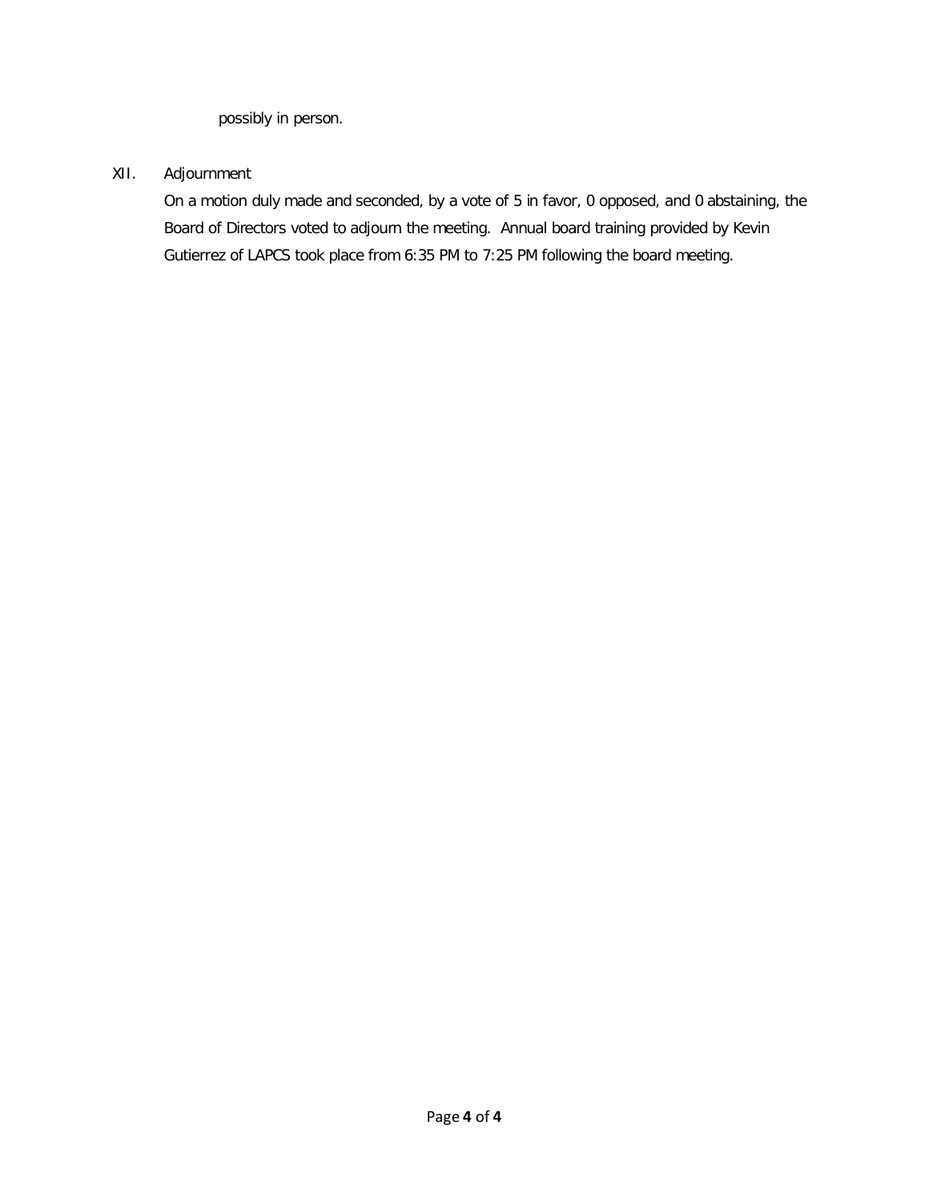possibly in person.

XII. Adjournment

On a motion duly made and seconded, by a vote of 5 in favor, 0 opposed, and 0 abstaining, the Board of Directors voted to adjourn the meeting.  Annual board training provided by Kevin Gutierrez of LAPCS took place from 6:35 PM to 7:25 PM following the board meeting.